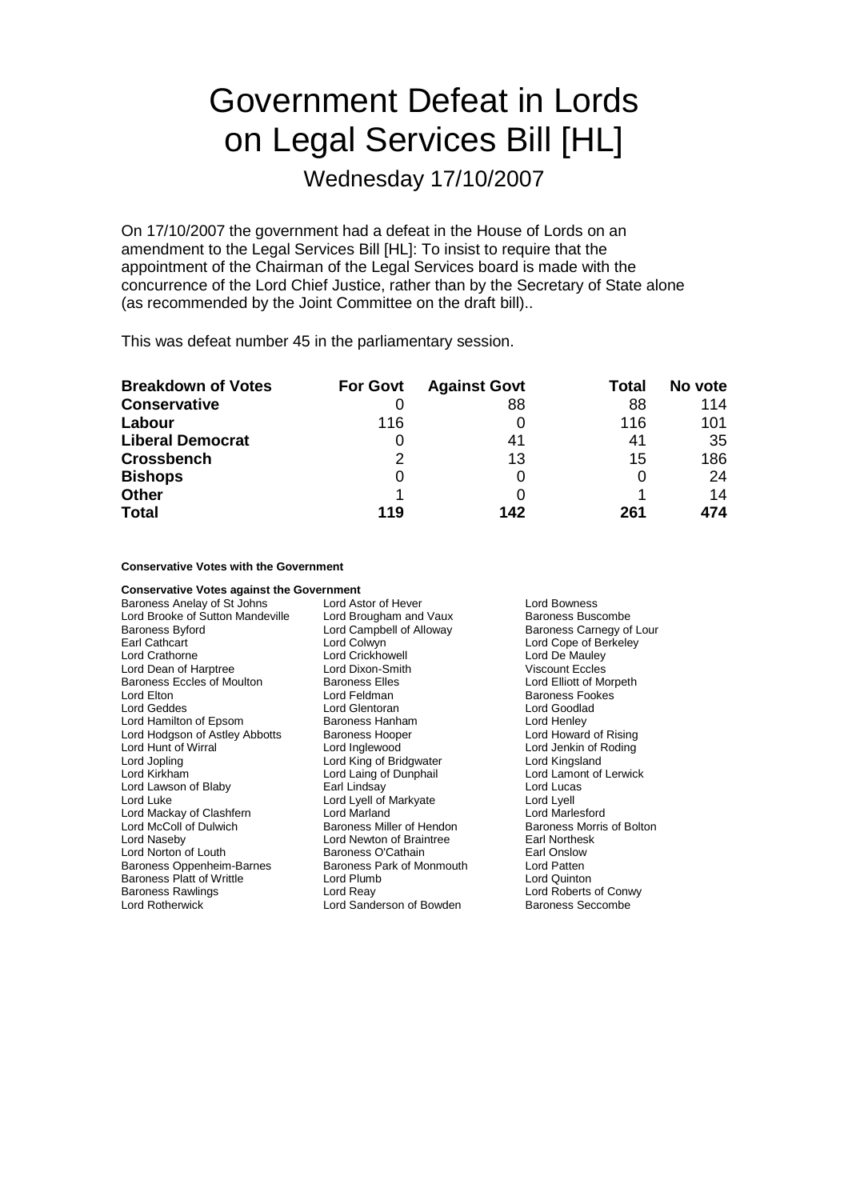# Government Defeat in Lords on Legal Services Bill [HL]

## Wednesday 17/10/2007

On 17/10/2007 the government had a defeat in the House of Lords on an amendment to the Legal Services Bill [HL]: To insist to require that the appointment of the Chairman of the Legal Services board is made with the concurrence of the Lord Chief Justice, rather than by the Secretary of State alone (as recommended by the Joint Committee on the draft bill)..

This was defeat number 45 in the parliamentary session.

| **Breakdown of Votes** | **For Govt** | **Against Govt** | **Total** | **No vote** |
|---|---|---|---|---|
| **Conservative** | 0 | 88 | 88 | 114 |
| **Labour** | 116 | 0 | 116 | 101 |
| **Liberal Democrat** | 0 | 41 | 41 | 35 |
| **Crossbench** | 2 | 13 | 15 | 186 |
| **Bishops** | 0 | 0 | 0 | 24 |
| **Other** | 1 | 0 | 1 | 14 |
| **Total** | **119** | **142** | **261** | **474** |

**Conservative Votes with the Government**

**Conservative Votes against the Government**

Baroness Anelay of St Johns
Lord Astor of Hever
Lord Bowness
Lord Brooke of Sutton Mandeville
Lord Brougham and Vaux
Baroness Buscombe
Baroness Byford
Lord Campbell of Alloway
Baroness Carnegy of Lour
Earl Cathcart
Lord Colwyn
Lord Cope of Berkeley
Lord Crathorne
Lord Crickhowell
Lord De Mauley
Lord Dean of Harptree
Lord Dixon-Smith
Viscount Eccles
Baroness Eccles of Moulton
Baroness Elles
Lord Elliott of Morpeth
Lord Elton
Lord Feldman
Baroness Fookes
Lord Geddes
Lord Glentoran
Lord Goodlad
Lord Hamilton of Epsom
Baroness Hanham
Lord Henley
Lord Hodgson of Astley Abbotts
Baroness Hooper
Lord Howard of Rising
Lord Hunt of Wirral
Lord Inglewood
Lord Jenkin of Roding
Lord Jopling
Lord King of Bridgwater
Lord Kingsland
Lord Kirkham
Lord Laing of Dunphail
Lord Lamont of Lerwick
Lord Lawson of Blaby
Earl Lindsay
Lord Lucas
Lord Luke
Lord Lyell of Markyate
Lord Lyell
Lord Mackay of Clashfern
Lord Marland
Lord Marlesford
Lord McColl of Dulwich
Baroness Miller of Hendon
Baroness Morris of Bolton
Lord Naseby
Lord Newton of Braintree
Earl Northesk
Lord Norton of Louth
Baroness O'Cathain
Earl Onslow
Baroness Oppenheim-Barnes
Baroness Park of Monmouth
Lord Patten
Baroness Platt of Writtle
Lord Plumb
Lord Quinton
Baroness Rawlings
Lord Reay
Lord Roberts of Conwy
Lord Rotherwick
Lord Sanderson of Bowden
Baroness Seccombe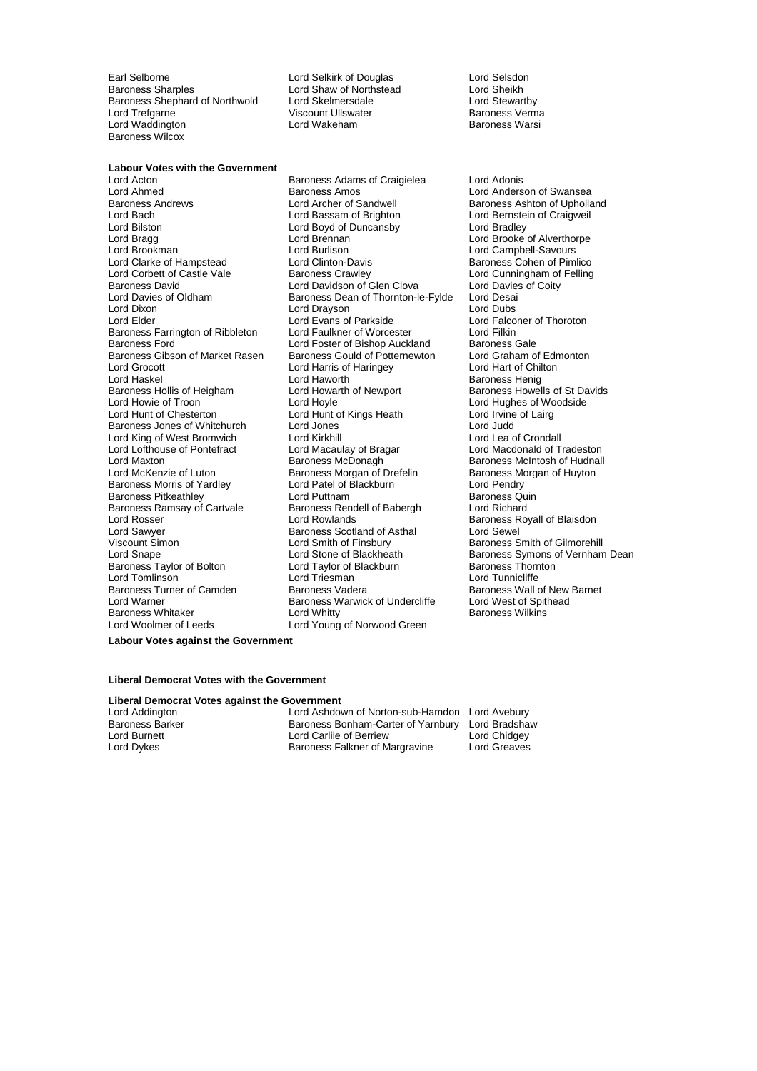Earl Selborne
Lord Selkirk of Douglas
Lord Selsdon
Baroness Sharples
Lord Shaw of Northstead
Lord Sheikh
Baroness Shephard of Northwold
Lord Skelmersdale
Lord Stewartby
Lord Trefgarne
Viscount Ullswater
Baroness Verma
Lord Waddington
Lord Wakeham
Baroness Warsi
Baroness Wilcox

**Labour Votes with the Government**

Lord Acton
Baroness Adams of Craigielea
Lord Adonis
Lord Ahmed
Baroness Amos
Lord Anderson of Swansea
Baroness Andrews
Lord Archer of Sandwell
Baroness Ashton of Upholland
Lord Bach
Lord Bassam of Brighton
Lord Bernstein of Craigweil
Lord Bilston
Lord Boyd of Duncansby
Lord Bradley
Lord Bragg
Lord Brennan
Lord Brooke of Alverthorpe
Lord Brookman
Lord Burlison
Lord Campbell-Savours
Lord Clarke of Hampstead
Lord Clinton-Davis
Baroness Cohen of Pimlico
Lord Corbett of Castle Vale
Baroness Crawley
Lord Cunningham of Felling
Baroness David
Lord Davidson of Glen Clova
Lord Davies of Coity
Lord Davies of Oldham
Baroness Dean of Thornton-le-Fylde
Lord Desai
Lord Dixon
Lord Drayson
Lord Dubs
Lord Elder
Lord Evans of Parkside
Lord Falconer of Thoroton
Baroness Farrington of Ribbleton
Lord Faulkner of Worcester
Lord Filkin
Baroness Ford
Lord Foster of Bishop Auckland
Baroness Gale
Baroness Gibson of Market Rasen
Baroness Gould of Potternewton
Lord Graham of Edmonton
Lord Grocott
Lord Harris of Haringey
Lord Hart of Chilton
Lord Haskel
Lord Haworth
Baroness Henig
Baroness Hollis of Heigham
Lord Howarth of Newport
Baroness Howells of St Davids
Lord Howie of Troon
Lord Hoyle
Lord Hughes of Woodside
Lord Hunt of Chesterton
Lord Hunt of Kings Heath
Lord Irvine of Lairg
Baroness Jones of Whitchurch
Lord Jones
Lord Judd
Lord King of West Bromwich
Lord Kirkhill
Lord Lea of Crondall
Lord Lofthouse of Pontefract
Lord Macaulay of Bragar
Lord Macdonald of Tradeston
Lord Maxton
Baroness McDonagh
Baroness McIntosh of Hudnall
Lord McKenzie of Luton
Baroness Morgan of Drefelin
Baroness Morgan of Huyton
Baroness Morris of Yardley
Lord Patel of Blackburn
Lord Pendry
Baroness Pitkeathley
Lord Puttnam
Baroness Quin
Baroness Ramsay of Cartvale
Baroness Rendell of Babergh
Lord Richard
Lord Rosser
Lord Rowlands
Baroness Royall of Blaisdon
Lord Sawyer
Baroness Scotland of Asthal
Lord Sewel
Viscount Simon
Lord Smith of Finsbury
Baroness Smith of Gilmorehill
Lord Snape
Lord Stone of Blackheath
Baroness Symons of Vernham Dean
Baroness Taylor of Bolton
Lord Taylor of Blackburn
Baroness Thornton
Lord Tomlinson
Lord Triesman
Lord Tunnicliffe
Baroness Turner of Camden
Baroness Vadera
Baroness Wall of New Barnet
Lord Warner
Baroness Warwick of Undercliffe
Lord West of Spithead
Baroness Whitaker
Lord Whitty
Baroness Wilkins
Lord Woolmer of Leeds
Lord Young of Norwood Green

**Labour Votes against the Government**

**Liberal Democrat Votes with the Government**

**Liberal Democrat Votes against the Government**

Lord Addington
Lord Ashdown of Norton-sub-Hamdon
Lord Avebury
Baroness Barker
Baroness Bonham-Carter of Yarnbury
Lord Bradshaw
Lord Burnett
Lord Carlile of Berriew
Lord Chidgey
Lord Dykes
Baroness Falkner of Margravine
Lord Greaves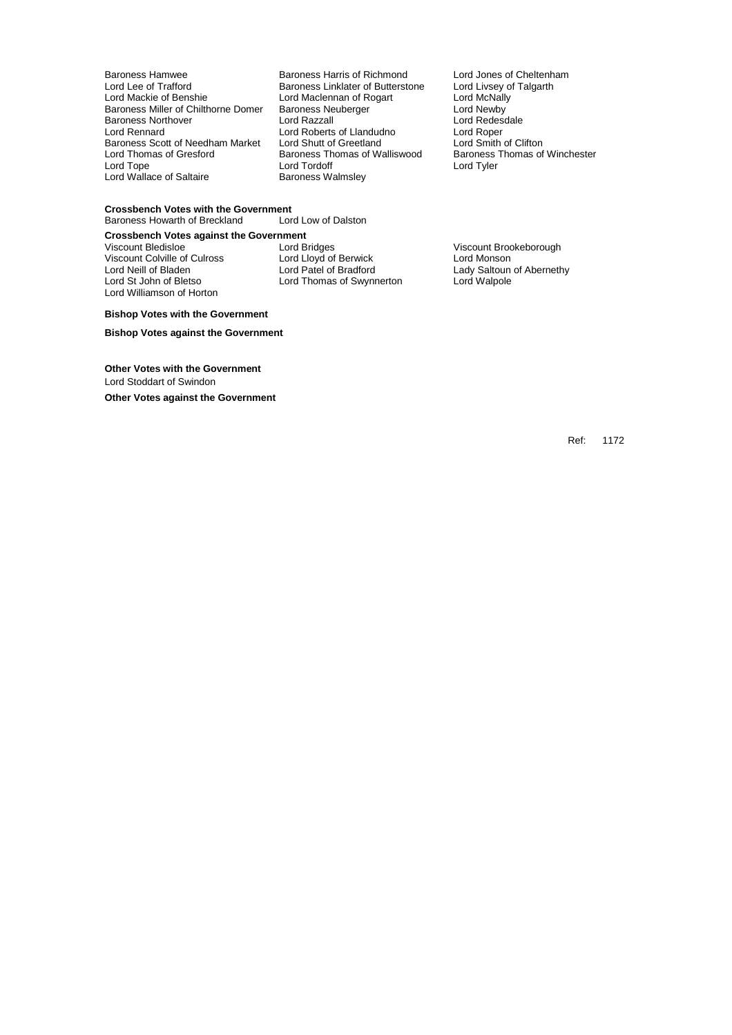Baroness Hamwee
Lord Lee of Trafford
Lord Mackie of Benshie
Baroness Miller of Chilthorne Domer
Baroness Northover
Lord Rennard
Baroness Scott of Needham Market
Lord Thomas of Gresford
Lord Tope
Lord Wallace of Saltaire
Baroness Harris of Richmond
Baroness Linklater of Butterstone
Lord Maclennan of Rogart
Baroness Neuberger
Lord Razzall
Lord Roberts of Llandudno
Lord Shutt of Greetland
Baroness Thomas of Walliswood
Lord Tordoff
Baroness Walmsley
Lord Jones of Cheltenham
Lord Livsey of Talgarth
Lord McNally
Lord Newby
Lord Redesdale
Lord Roper
Lord Smith of Clifton
Baroness Thomas of Winchester
Lord Tyler

**Crossbench Votes with the Government**

Baroness Howarth of Breckland
Lord Low of Dalston

**Crossbench Votes against the Government**

Viscount Bledisloe
Viscount Colville of Culross
Lord Neill of Bladen
Lord St John of Bletso
Lord Williamson of Horton
Lord Bridges
Lord Lloyd of Berwick
Lord Patel of Bradford
Lord Thomas of Swynnerton
Viscount Brookeborough
Lord Monson
Lady Saltoun of Abernethy
Lord Walpole

**Bishop Votes with the Government**

**Bishop Votes against the Government**

**Other Votes with the Government**

Lord Stoddart of Swindon

**Other Votes against the Government**

Ref: 1172